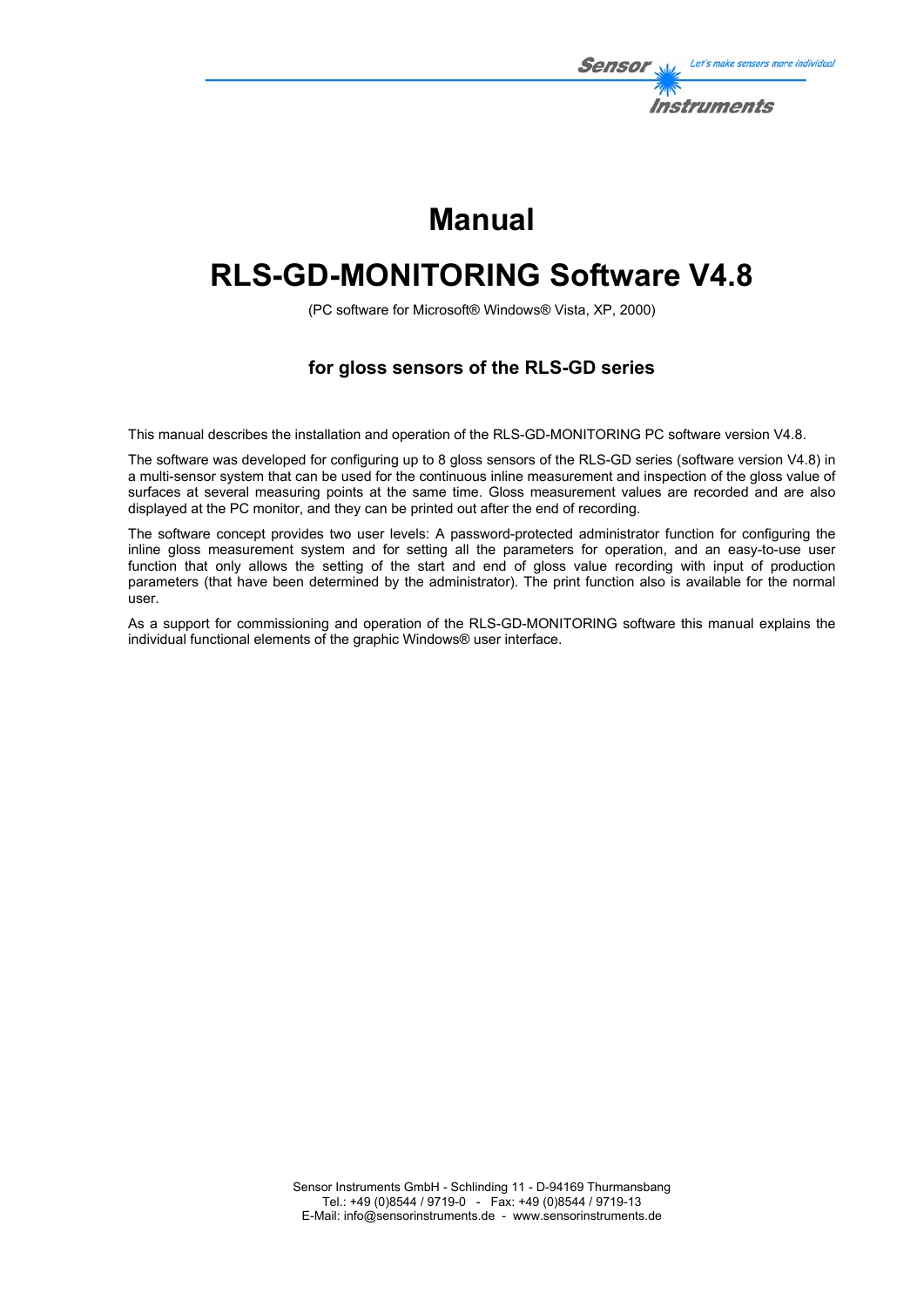# Manual

# RLS-GD-MONITORING Software V4.8

(PC software for Microsoft® Windows® Vista, XP, 2000)

### for gloss sensors of the RLS-GD series

This manual describes the installation and operation of the RLS-GD-MONITORING PC software version V4.8.

The software was developed for configuring up to 8 gloss sensors of the RLS-GD series (software version V4.8) in a multi-sensor system that can be used for the continuous inline measurement and inspection of the gloss value of surfaces at several measuring points at the same time. Gloss measurement values are recorded and are also displayed at the PC monitor, and they can be printed out after the end of recording.

The software concept provides two user levels: A password-protected administrator function for configuring the inline gloss measurement system and for setting all the parameters for operation, and an easy-to-use user function that only allows the setting of the start and end of gloss value recording with input of production parameters (that have been determined by the administrator). The print function also is available for the normal user.

As a support for commissioning and operation of the RLS-GD-MONITORING software this manual explains the individual functional elements of the graphic Windows® user interface.

Sensor Instruments GmbH - Schlinding 11 - D-94169 Thurmansbang
Tel.: +49 (0)8544 / 9719-0 - Fax: +49 (0)8544 / 9719-13
E-Mail: info@sensorinstruments.de - www.sensorinstruments.de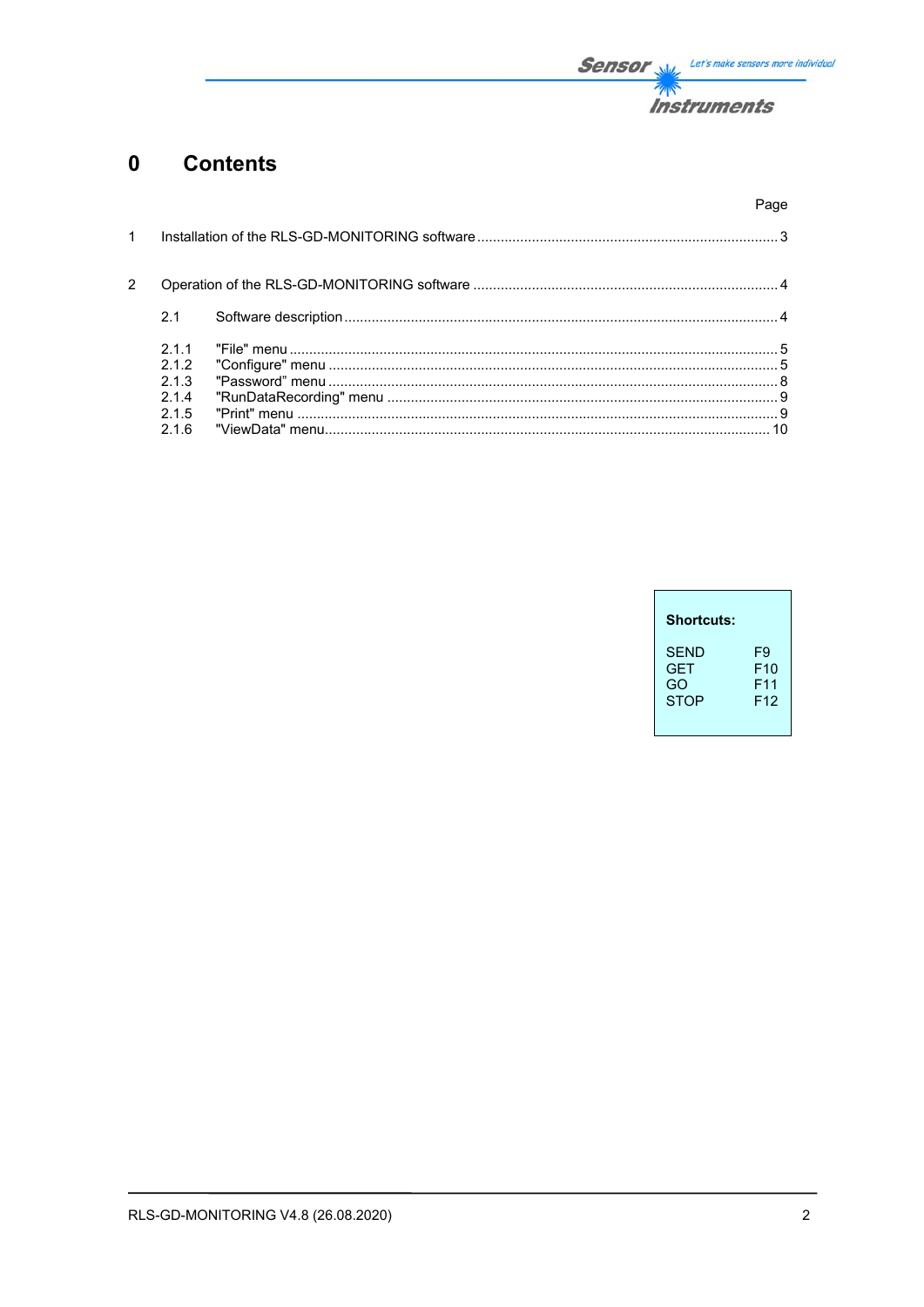# 0 Contents

| | | Page |
|---|---|---|
| 1 | Installation of the RLS-GD-MONITORING software | 3 |
| 2 | Operation of the RLS-GD-MONITORING software | 4 |
| 2.1 | Software description | 4 |
| 2.1.1 | "File" menu | 5 |
| 2.1.2 | "Configure" menu | 5 |
| 2.1.3 | "Password" menu | 8 |
| 2.1.4 | "RunDataRecording" menu | 9 |
| 2.1.5 | "Print" menu | 9 |
| 2.1.6 | "ViewData" menu | 10 |

**Shortcuts:**

| | |
|---|---|
| SEND | F9 |
| GET | F10 |
| GO | F11 |
| STOP | F12 |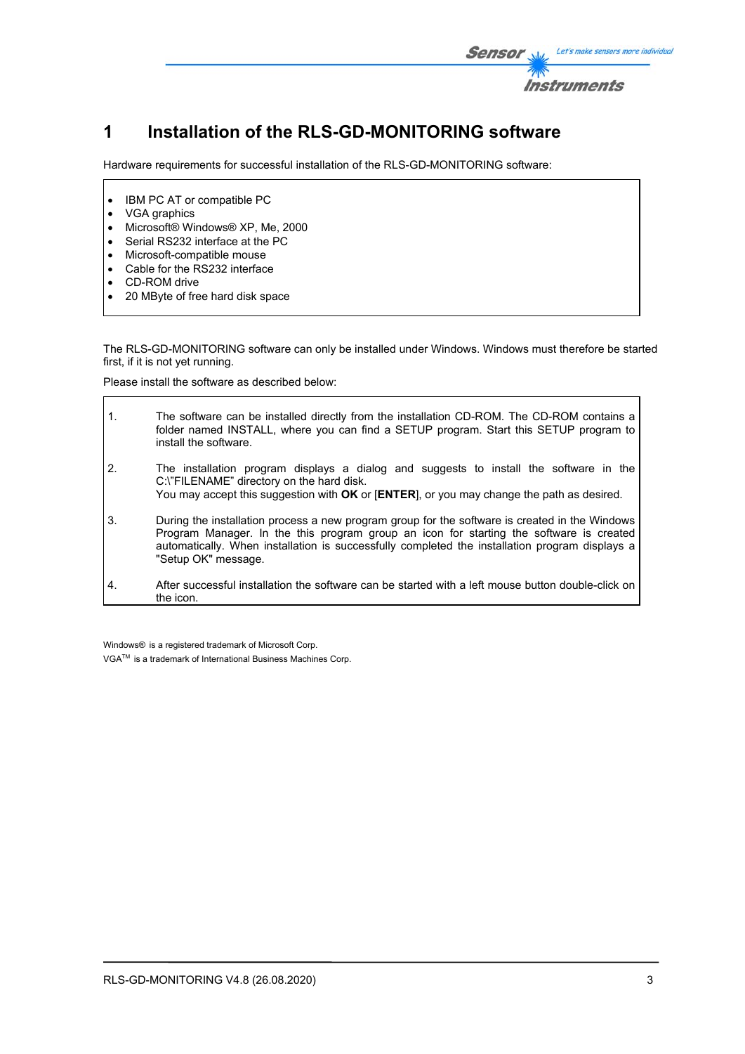# 1 Installation of the RLS-GD-MONITORING software

Hardware requirements for successful installation of the RLS-GD-MONITORING software:

- IBM PC AT or compatible PC
- VGA graphics
- Microsoft® Windows® XP, Me, 2000
- Serial RS232 interface at the PC
- Microsoft-compatible mouse
- Cable for the RS232 interface
- CD-ROM drive
- 20 MByte of free hard disk space

The RLS-GD-MONITORING software can only be installed under Windows. Windows must therefore be started first, if it is not yet running.

Please install the software as described below:

1. The software can be installed directly from the installation CD-ROM. The CD-ROM contains a folder named INSTALL, where you can find a SETUP program. Start this SETUP program to install the software.

2. The installation program displays a dialog and suggests to install the software in the C:\"FILENAME" directory on the hard disk.
   You may accept this suggestion with **OK** or [**ENTER**], or you may change the path as desired.

3. During the installation process a new program group for the software is created in the Windows Program Manager. In the this program group an icon for starting the software is created automatically. When installation is successfully completed the installation program displays a "Setup OK" message.

4. After successful installation the software can be started with a left mouse button double-click on the icon.

Windows® is a registered trademark of Microsoft Corp.
VGA™ is a trademark of International Business Machines Corp.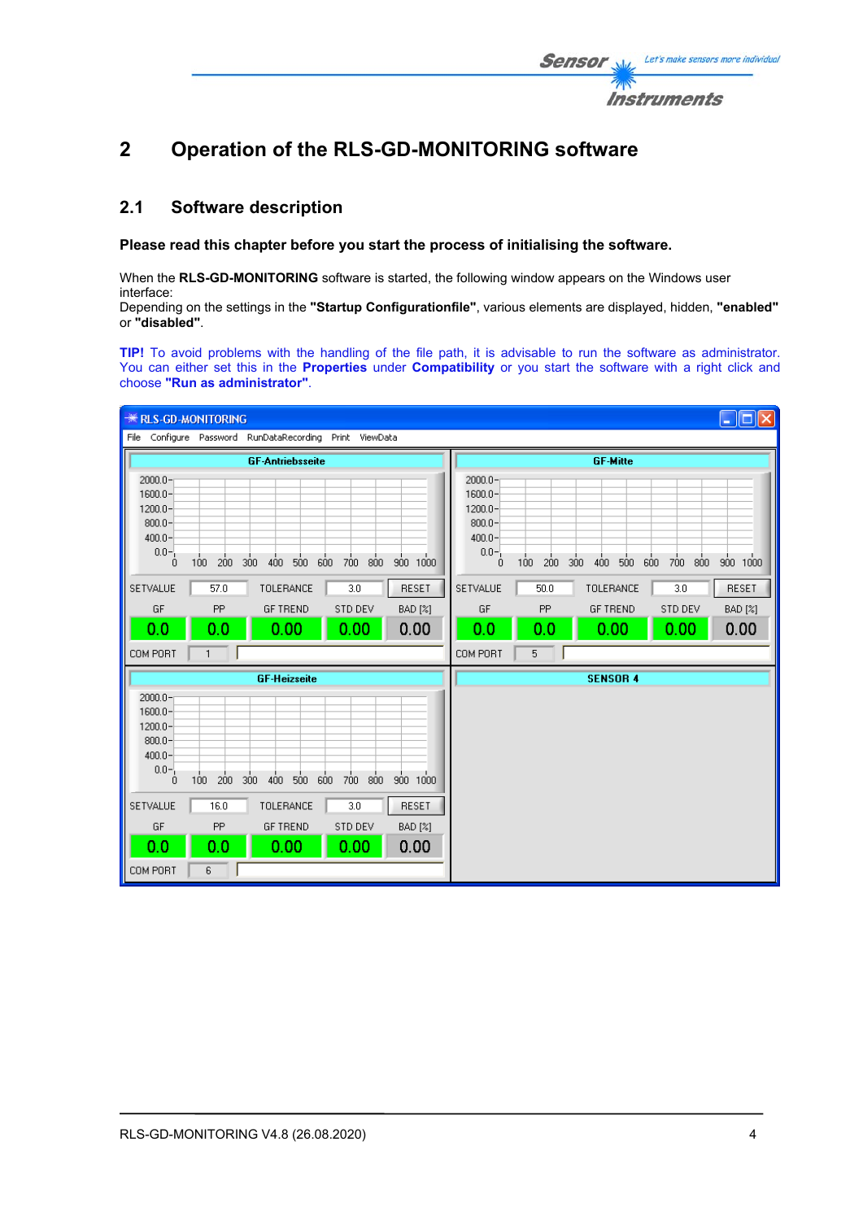# 2 Operation of the RLS-GD-MONITORING software

## 2.1 Software description

**Please read this chapter before you start the process of initialising the software.**

When the **RLS-GD-MONITORING** software is started, the following window appears on the Windows user interface:
Depending on the settings in the **"Startup Configurationfile"**, various elements are displayed, hidden, **"enabled"** or **"disabled"**.

**TIP!** To avoid problems with the handling of the file path, it is advisable to run the software as administrator. You can either set this in the **Properties** under **Compatibility** or you start the software with a right click and choose **"Run as administrator"**.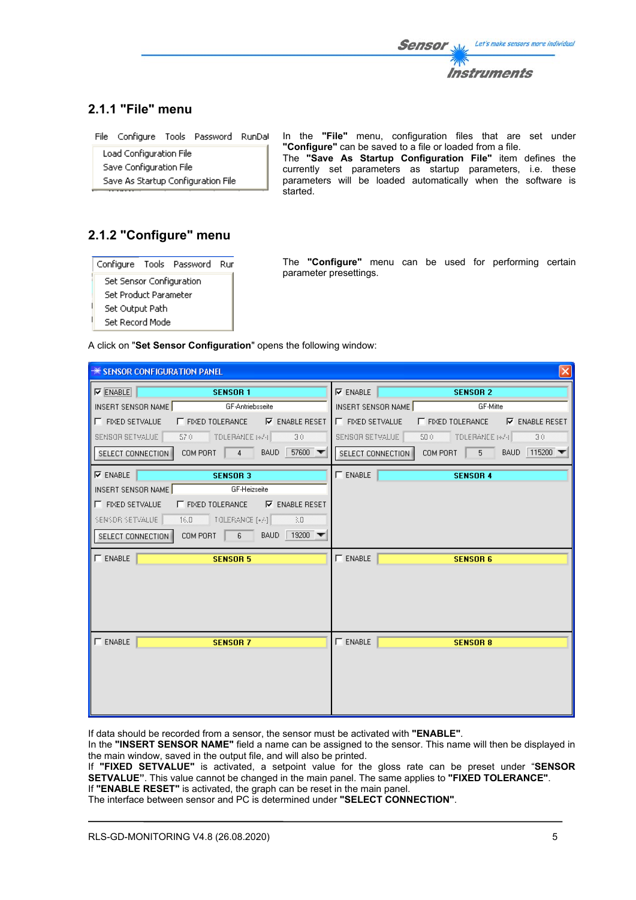## 2.1.1 "File" menu

File Configure Tools Password RunDat

- Load Configuration File
- Save Configuration File
- Save As Startup Configuration File

In the **"File"** menu, configuration files that are set under **"Configure"** can be saved to a file or loaded from a file.
The **"Save As Startup Configuration File"** item defines the currently set parameters as startup parameters, i.e. these parameters will be loaded automatically when the software is started.

## 2.1.2 "Configure" menu

Configure Tools Password Rur

- Set Sensor Configuration
- Set Product Parameter
- Set Output Path
- Set Record Mode

The **"Configure"** menu can be used for performing certain parameter presettings.

A click on "**Set Sensor Configuration**" opens the following window:

SENSOR CONFIGURATION PANEL

| | SENSOR 1 | | SENSOR 2 |
|---|---|---|---|
| ☑ ENABLE | | ☑ ENABLE | |
| INSERT SENSOR NAME | GF-Antriebsseite | INSERT SENSOR NAME | GF-Mitte |
| ☐ FIXED SETVALUE ☐ FIXED TOLERANCE ☑ ENABLE RESET | | ☐ FIXED SETVALUE ☐ FIXED TOLERANCE ☑ ENABLE RESET | |
| SENSOR SETVALUE 57.0 | TOLERANCE [+/-] 3.0 | SENSOR SETVALUE 50.0 | TOLERANCE [+/-] 3.0 |
| SELECT CONNECTION COM PORT 4 | BAUD 57600 | SELECT CONNECTION COM PORT 5 | BAUD 115200 |

| | SENSOR 3 | | SENSOR 4 |
|---|---|---|---|
| ☑ ENABLE | | ☐ ENABLE | |
| INSERT SENSOR NAME | GF-Heizseite | | |
| ☐ FIXED SETVALUE ☐ FIXED TOLERANCE ☑ ENABLE RESET | | | |
| SENSOR SETVALUE 16.0 | TOLERANCE [+/-] 3.0 | | |
| SELECT CONNECTION COM PORT 6 | BAUD 19200 | | |

| | SENSOR 5 | | SENSOR 6 |
|---|---|---|---|
| ☐ ENABLE | | ☐ ENABLE | |

| | SENSOR 7 | | SENSOR 8 |
|---|---|---|---|
| ☐ ENABLE | | ☐ ENABLE | |

If data should be recorded from a sensor, the sensor must be activated with **"ENABLE"**.
In the **"INSERT SENSOR NAME"** field a name can be assigned to the sensor. This name will then be displayed in the main window, saved in the output file, and will also be printed.
If **"FIXED SETVALUE"** is activated, a setpoint value for the gloss rate can be preset under "**SENSOR SETVALUE**". This value cannot be changed in the main panel. The same applies to **"FIXED TOLERANCE"**.
If **"ENABLE RESET"** is activated, the graph can be reset in the main panel.
The interface between sensor and PC is determined under **"SELECT CONNECTION"**.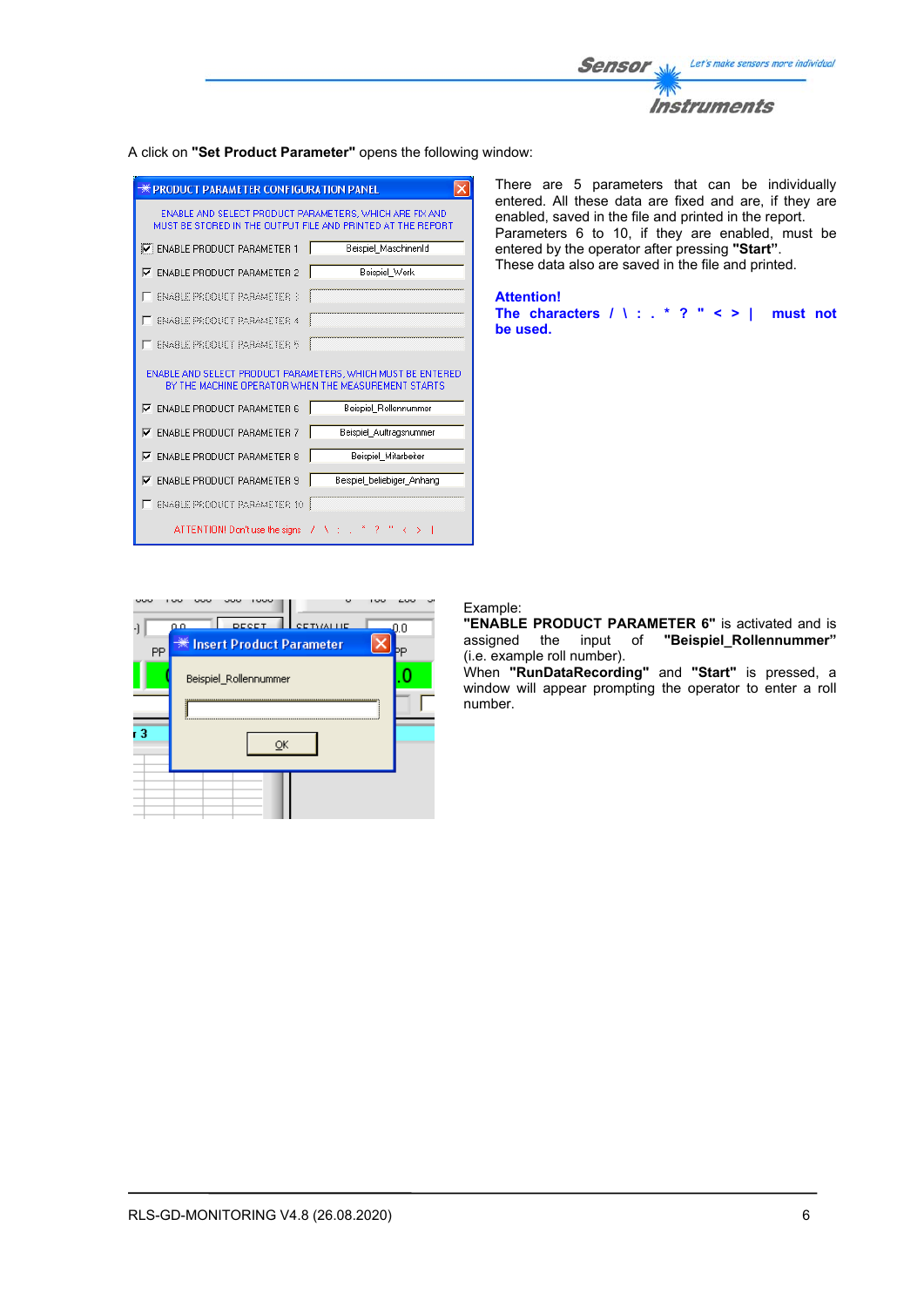A click on **"Set Product Parameter"** opens the following window:

There are 5 parameters that can be individually entered. All these data are fixed and are, if they are enabled, saved in the file and printed in the report. Parameters 6 to 10, if they are enabled, must be entered by the operator after pressing **"Start"**. These data also are saved in the file and printed.

**Attention!**
**The characters / \ : . * ? " < > | must not be used.**

Example:
**"ENABLE PRODUCT PARAMETER 6"** is activated and is assigned the input of **"Beispiel_Rollennummer"** (i.e. example roll number).
When **"RunDataRecording"** and **"Start"** is pressed, a window will appear prompting the operator to enter a roll number.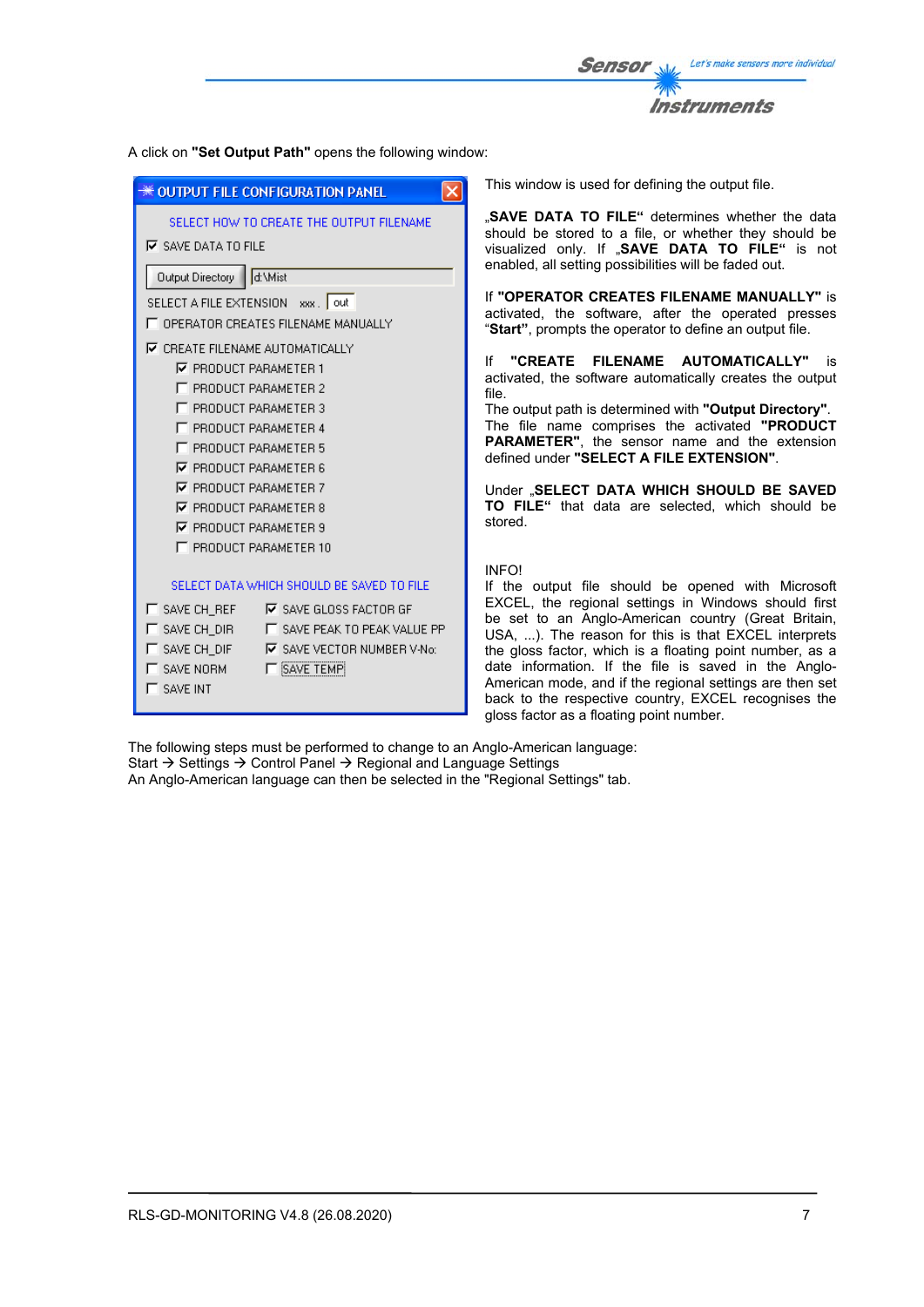A click on **"Set Output Path"** opens the following window:

OUTPUT FILE CONFIGURATION PANEL

SELECT HOW TO CREATE THE OUTPUT FILENAME

☑ SAVE DATA TO FILE

Output Directory d:\Mist

SELECT A FILE EXTENSION xxx . out

☐ OPERATOR CREATES FILENAME MANUALLY

☑ CREATE FILENAME AUTOMATICALLY

☑ PRODUCT PARAMETER 1
☐ PRODUCT PARAMETER 2
☐ PRODUCT PARAMETER 3
☐ PRODUCT PARAMETER 4
☐ PRODUCT PARAMETER 5
☑ PRODUCT PARAMETER 6
☑ PRODUCT PARAMETER 7
☑ PRODUCT PARAMETER 8
☑ PRODUCT PARAMETER 9
☐ PRODUCT PARAMETER 10

SELECT DATA WHICH SHOULD BE SAVED TO FILE

☐ SAVE CH_REF ☑ SAVE GLOSS FACTOR GF
☐ SAVE CH_DIR ☐ SAVE PEAK TO PEAK VALUE PP
☐ SAVE CH_DIF ☑ SAVE VECTOR NUMBER V-No:
☐ SAVE NORM ☐ SAVE TEMP
☐ SAVE INT

This window is used for defining the output file.

„**SAVE DATA TO FILE**" determines whether the data should be stored to a file, or whether they should be visualized only. If „**SAVE DATA TO FILE**" is not enabled, all setting possibilities will be faded out.

If **"OPERATOR CREATES FILENAME MANUALLY"** is activated, the software, after the operated presses "**Start**", prompts the operator to define an output file.

If **"CREATE FILENAME AUTOMATICALLY"** is activated, the software automatically creates the output file.
The output path is determined with **"Output Directory"**.
The file name comprises the activated **"PRODUCT PARAMETER"**, the sensor name and the extension defined under **"SELECT A FILE EXTENSION"**.

Under „**SELECT DATA WHICH SHOULD BE SAVED TO FILE**" that data are selected, which should be stored.

INFO!
If the output file should be opened with Microsoft EXCEL, the regional settings in Windows should first be set to an Anglo-American country (Great Britain, USA, ...). The reason for this is that EXCEL interprets the gloss factor, which is a floating point number, as a date information. If the file is saved in the Anglo-American mode, and if the regional settings are then set back to the respective country, EXCEL recognises the gloss factor as a floating point number.

The following steps must be performed to change to an Anglo-American language:
Start → Settings → Control Panel → Regional and Language Settings
An Anglo-American language can then be selected in the "Regional Settings" tab.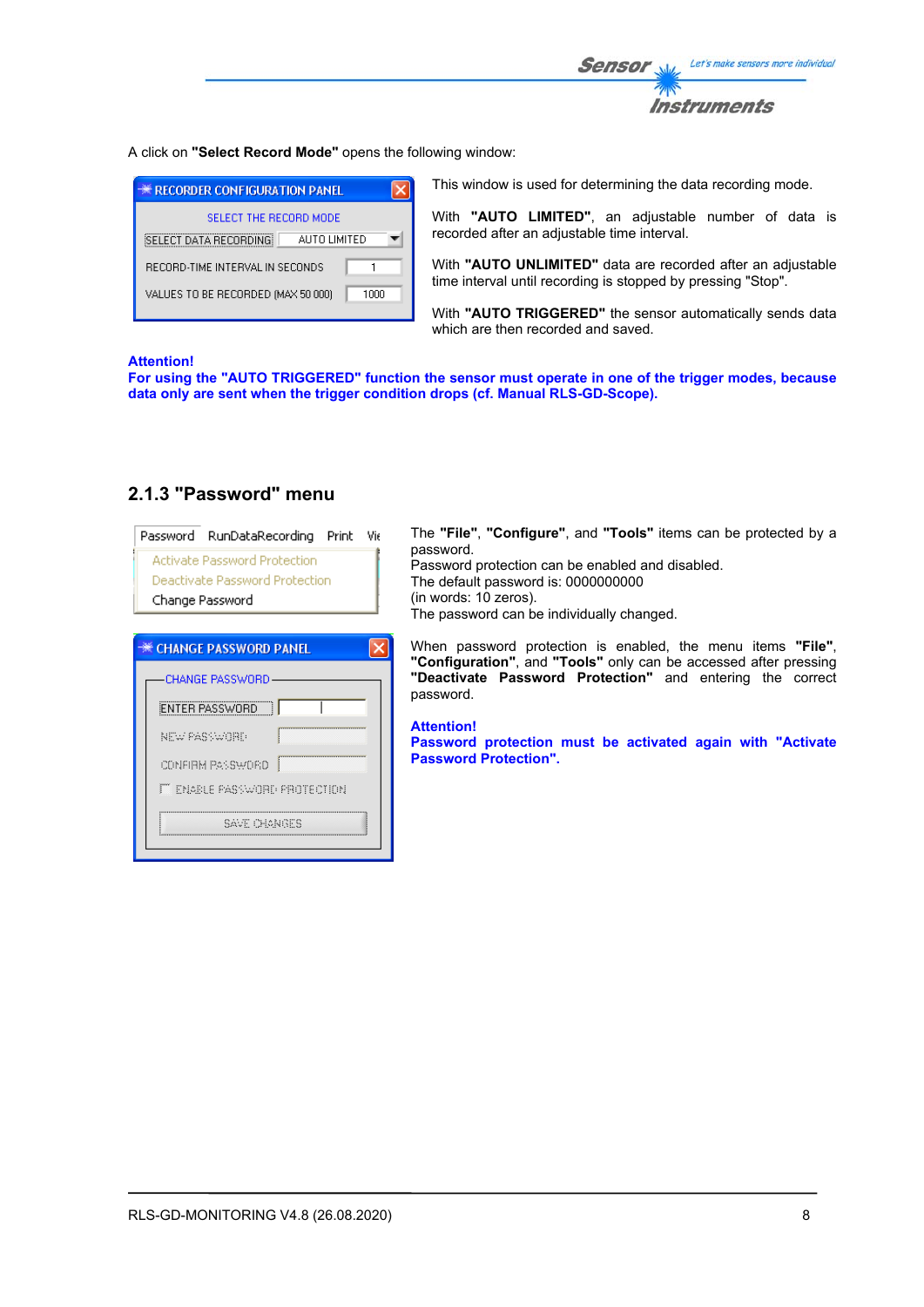A click on **"Select Record Mode"** opens the following window:

This window is used for determining the data recording mode.

With **"AUTO LIMITED"**, an adjustable number of data is recorded after an adjustable time interval.

With **"AUTO UNLIMITED"** data are recorded after an adjustable time interval until recording is stopped by pressing "Stop".

With **"AUTO TRIGGERED"** the sensor automatically sends data which are then recorded and saved.

**Attention!**
**For using the "AUTO TRIGGERED" function the sensor must operate in one of the trigger modes, because data only are sent when the trigger condition drops (cf. Manual RLS-GD-Scope).**

## 2.1.3 "Password" menu

The **"File"**, **"Configure"**, and **"Tools"** items can be protected by a password.
Password protection can be enabled and disabled.
The default password is: 0000000000
(in words: 10 zeros).
The password can be individually changed.

When password protection is enabled, the menu items **"File"**, **"Configuration"**, and **"Tools"** only can be accessed after pressing **"Deactivate Password Protection"** and entering the correct password.

**Attention!**
**Password protection must be activated again with "Activate Password Protection".**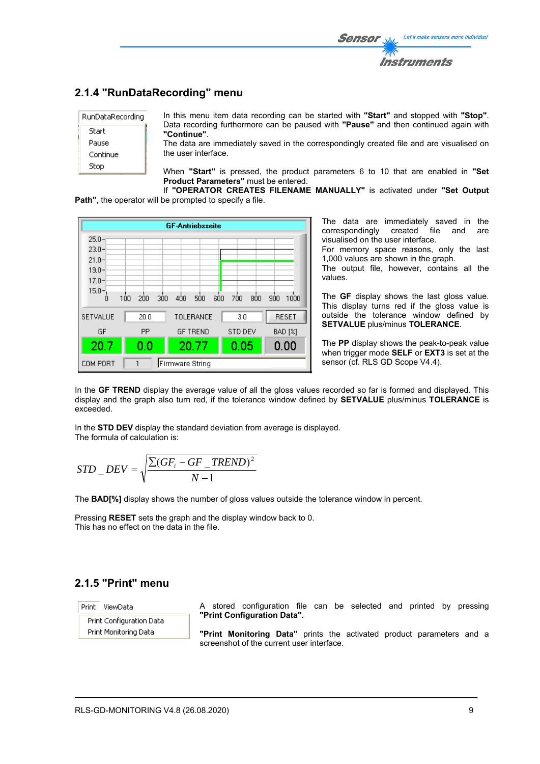## 2.1.4 "RunDataRecording" menu

RunDataRecording
Start
Pause
Continue
Stop

In this menu item data recording can be started with **"Start"** and stopped with **"Stop"**. Data recording furthermore can be paused with **"Pause"** and then continued again with **"Continue"**.
The data are immediately saved in the correspondingly created file and are visualised on the user interface.

When **"Start"** is pressed, the product parameters 6 to 10 that are enabled in **"Set Product Parameters"** must be entered.
If **"OPERATOR CREATES FILENAME MANUALLY"** is activated under **"Set Output Path"**, the operator will be prompted to specify a file.

The data are immediately saved in the correspondingly created file and are visualised on the user interface.
For memory space reasons, only the last 1,000 values are shown in the graph.
The output file, however, contains all the values.

The **GF** display shows the last gloss value. This display turns red if the gloss value is outside the tolerance window defined by **SETVALUE** plus/minus **TOLERANCE**.

The **PP** display shows the peak-to-peak value when trigger mode **SELF** or **EXT3** is set at the sensor (cf. RLS GD Scope V4.4).

In the **GF TREND** display the average value of all the gloss values recorded so far is formed and displayed. This display and the graph also turn red, if the tolerance window defined by **SETVALUE** plus/minus **TOLERANCE** is exceeded.

In the **STD DEV** display the standard deviation from average is displayed.
The formula of calculation is:

$$STD\_DEV = \sqrt{\frac{\sum (GF_i - GF\_TREND)^2}{N-1}}$$

The **BAD[%]** display shows the number of gloss values outside the tolerance window in percent.

Pressing **RESET** sets the graph and the display window back to 0.
This has no effect on the data in the file.

## 2.1.5 "Print" menu

Print ViewData
Print Configuration Data
Print Monitoring Data

A stored configuration file can be selected and printed by pressing **"Print Configuration Data"**.

**"Print Monitoring Data"** prints the activated product parameters and a screenshot of the current user interface.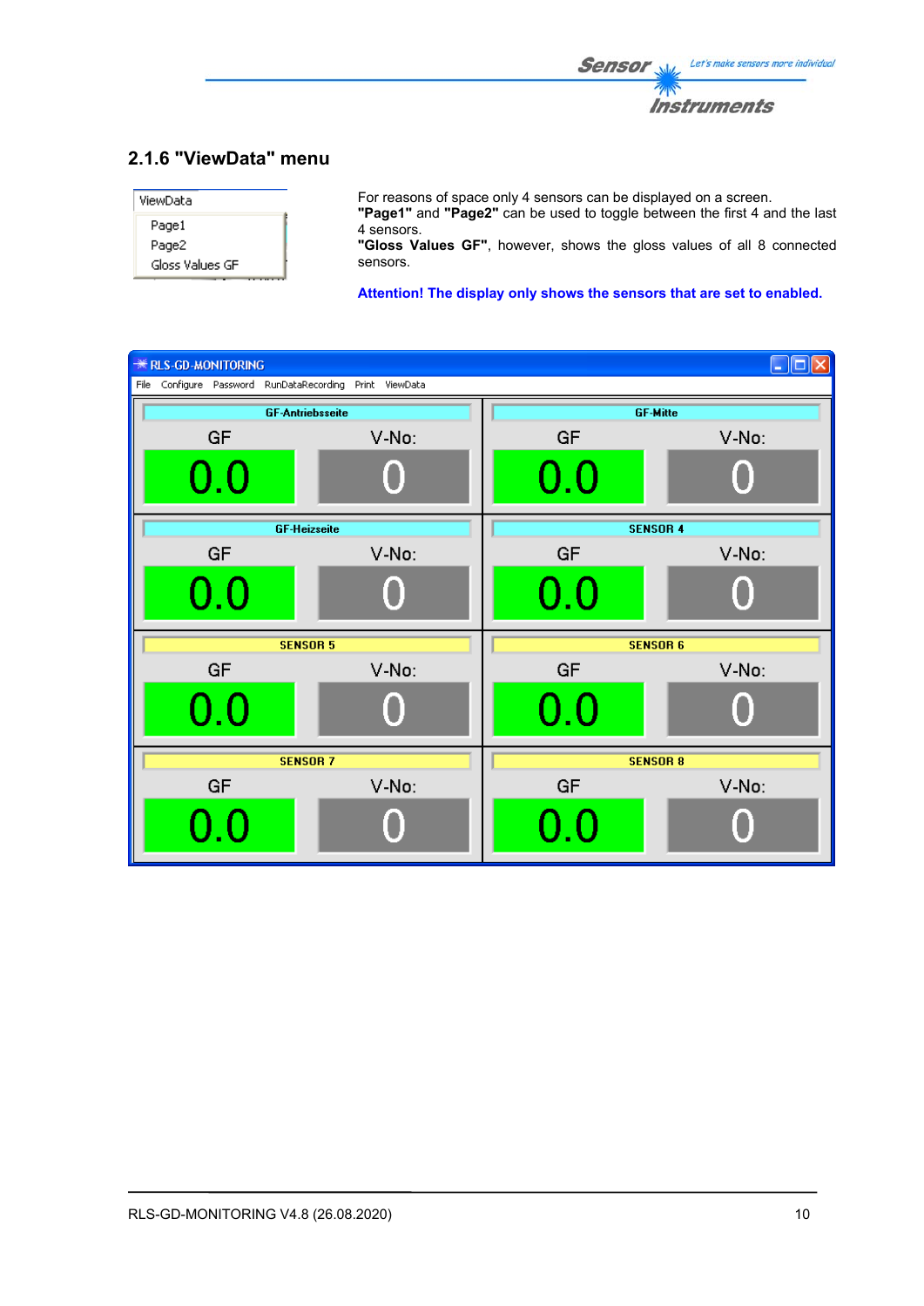### 2.1.6 "ViewData" menu

ViewData
Page1
Page2
Gloss Values GF

For reasons of space only 4 sensors can be displayed on a screen.
**"Page1"** and **"Page2"** can be used to toggle between the first 4 and the last 4 sensors.
**"Gloss Values GF"**, however, shows the gloss values of all 8 connected sensors.

**Attention! The display only shows the sensors that are set to enabled.**

RLS-GD-MONITORING

File Configure Password RunDataRecording Print ViewData

GF-Antriebsseite
GF V-No:
0.0 0

GF-Mitte
GF V-No:
0.0 0

GF-Heizseite
GF V-No:
0.0 0

SENSOR 4
GF V-No:
0.0 0

SENSOR 5
GF V-No:
0.0 0

SENSOR 6
GF V-No:
0.0 0

SENSOR 7
GF V-No:
0.0 0

SENSOR 8
GF V-No:
0.0 0